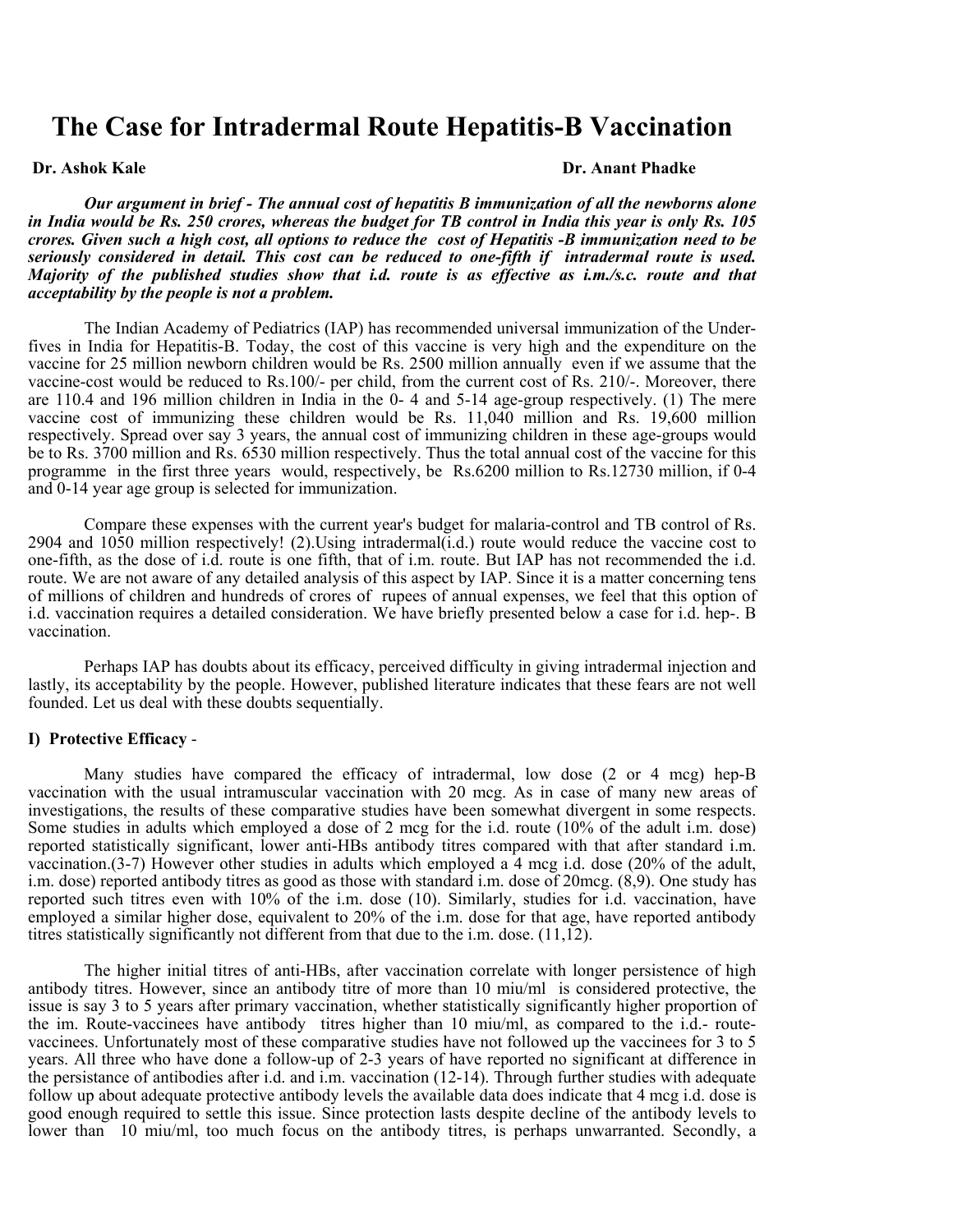# The Case for Intradermal Route Hepatitis-B Vaccination

**Dr. Ashok Kale** **Dr. Anant Phadke**

***Our argument in brief - The annual cost of hepatitis B immunization of all the newborns alone in India would be Rs. 250 crores, whereas the budget for TB control in India this year is only Rs. 105 crores. Given such a high cost, all options to reduce the cost of Hepatitis -B immunization need to be seriously considered in detail. This cost can be reduced to one-fifth if intradermal route is used. Majority of the published studies show that i.d. route is as effective as i.m./s.c. route and that acceptability by the people is not a problem.***

The Indian Academy of Pediatrics (IAP) has recommended universal immunization of the Under-fives in India for Hepatitis-B. Today, the cost of this vaccine is very high and the expenditure on the vaccine for 25 million newborn children would be Rs. 2500 million annually even if we assume that the vaccine-cost would be reduced to Rs.100/- per child, from the current cost of Rs. 210/-. Moreover, there are 110.4 and 196 million children in India in the 0- 4 and 5-14 age-group respectively. (1) The mere vaccine cost of immunizing these children would be Rs. 11,040 million and Rs. 19,600 million respectively. Spread over say 3 years, the annual cost of immunizing children in these age-groups would be to Rs. 3700 million and Rs. 6530 million respectively. Thus the total annual cost of the vaccine for this programme in the first three years would, respectively, be Rs.6200 million to Rs.12730 million, if 0-4 and 0-14 year age group is selected for immunization.

Compare these expenses with the current year's budget for malaria-control and TB control of Rs. 2904 and 1050 million respectively! (2).Using intradermal(i.d.) route would reduce the vaccine cost to one-fifth, as the dose of i.d. route is one fifth, that of i.m. route. But IAP has not recommended the i.d. route. We are not aware of any detailed analysis of this aspect by IAP. Since it is a matter concerning tens of millions of children and hundreds of crores of rupees of annual expenses, we feel that this option of i.d. vaccination requires a detailed consideration. We have briefly presented below a case for i.d. hep-. B vaccination.

Perhaps IAP has doubts about its efficacy, perceived difficulty in giving intradermal injection and lastly, its acceptability by the people. However, published literature indicates that these fears are not well founded. Let us deal with these doubts sequentially.

**I) Protective Efficacy** -

Many studies have compared the efficacy of intradermal, low dose (2 or 4 mcg) hep-B vaccination with the usual intramuscular vaccination with 20 mcg. As in case of many new areas of investigations, the results of these comparative studies have been somewhat divergent in some respects. Some studies in adults which employed a dose of 2 mcg for the i.d. route (10% of the adult i.m. dose) reported statistically significant, lower anti-HBs antibody titres compared with that after standard i.m. vaccination.(3-7) However other studies in adults which employed a 4 mcg i.d. dose (20% of the adult, i.m. dose) reported antibody titres as good as those with standard i.m. dose of 20mcg. (8,9). One study has reported such titres even with 10% of the i.m. dose (10). Similarly, studies for i.d. vaccination, have employed a similar higher dose, equivalent to 20% of the i.m. dose for that age, have reported antibody titres statistically significantly not different from that due to the i.m. dose. (11,12).

The higher initial titres of anti-HBs, after vaccination correlate with longer persistence of high antibody titres. However, since an antibody titre of more than 10 miu/ml is considered protective, the issue is say 3 to 5 years after primary vaccination, whether statistically significantly higher proportion of the im. Route-vaccinees have antibody titres higher than 10 miu/ml, as compared to the i.d.- route-vaccinees. Unfortunately most of these comparative studies have not followed up the vaccinees for 3 to 5 years. All three who have done a follow-up of 2-3 years of have reported no significant at difference in the persistance of antibodies after i.d. and i.m. vaccination (12-14). Through further studies with adequate follow up about adequate protective antibody levels the available data does indicate that 4 mcg i.d. dose is good enough required to settle this issue. Since protection lasts despite decline of the antibody levels to lower than 10 miu/ml, too much focus on the antibody titres, is perhaps unwarranted. Secondly, a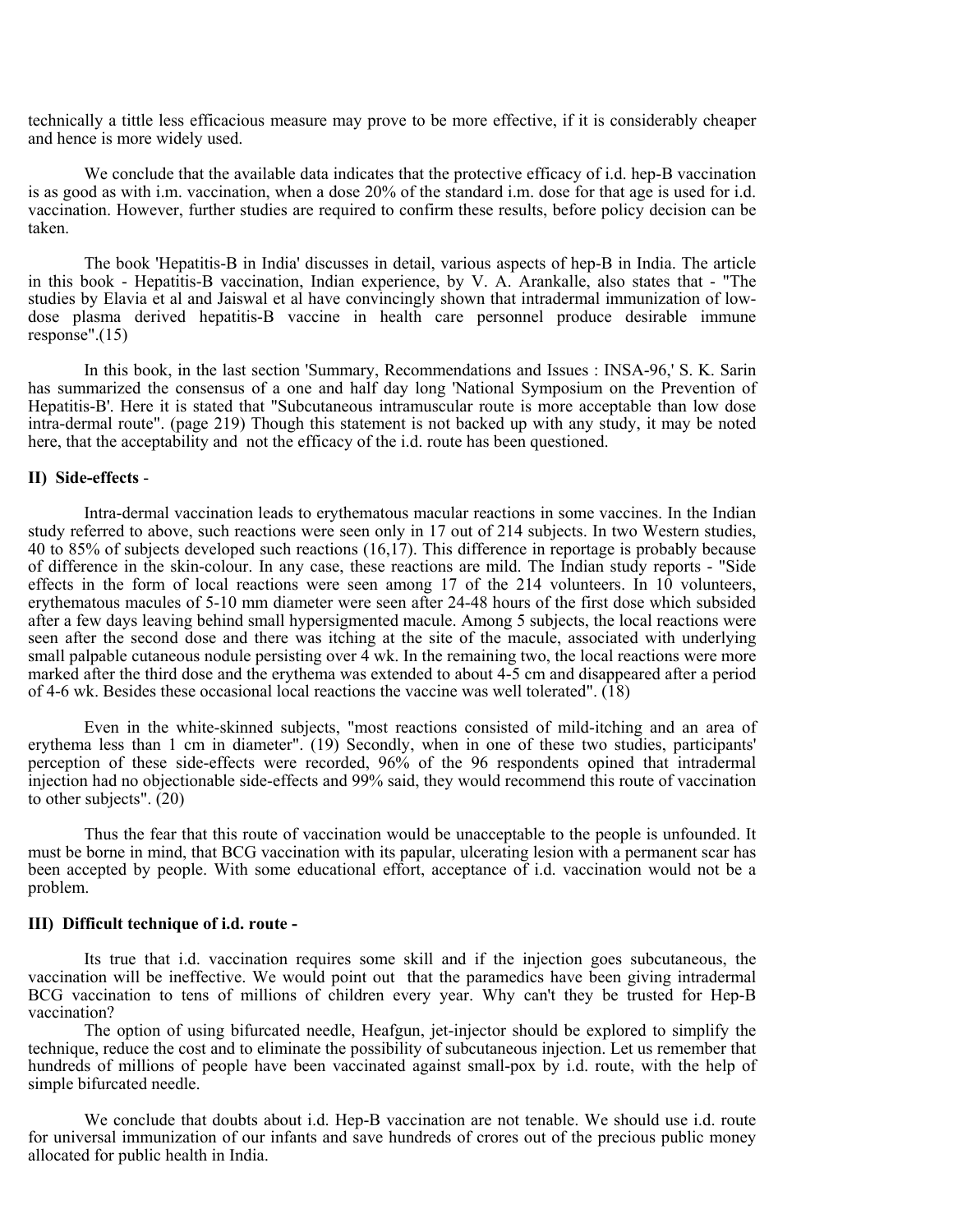technically a tittle less efficacious measure may prove to be more effective, if it is considerably cheaper and hence is more widely used.

We conclude that the available data indicates that the protective efficacy of i.d. hep-B vaccination is as good as with i.m. vaccination, when a dose 20% of the standard i.m. dose for that age is used for i.d. vaccination. However, further studies are required to confirm these results, before policy decision can be taken.

The book 'Hepatitis-B in India' discusses in detail, various aspects of hep-B in India. The article in this book - Hepatitis-B vaccination, Indian experience, by V. A. Arankalle, also states that - "The studies by Elavia et al and Jaiswal et al have convincingly shown that intradermal immunization of low-dose plasma derived hepatitis-B vaccine in health care personnel produce desirable immune response".(15)

In this book, in the last section 'Summary, Recommendations and Issues : INSA-96,' S. K. Sarin has summarized the consensus of a one and half day long 'National Symposium on the Prevention of Hepatitis-B'. Here it is stated that "Subcutaneous intramuscular route is more acceptable than low dose intra-dermal route". (page 219) Though this statement is not backed up with any study, it may be noted here, that the acceptability and not the efficacy of the i.d. route has been questioned.

### II) Side-effects -

Intra-dermal vaccination leads to erythematous macular reactions in some vaccines. In the Indian study referred to above, such reactions were seen only in 17 out of 214 subjects. In two Western studies, 40 to 85% of subjects developed such reactions (16,17). This difference in reportage is probably because of difference in the skin-colour. In any case, these reactions are mild. The Indian study reports - "Side effects in the form of local reactions were seen among 17 of the 214 volunteers. In 10 volunteers, erythematous macules of 5-10 mm diameter were seen after 24-48 hours of the first dose which subsided after a few days leaving behind small hypersigmented macule. Among 5 subjects, the local reactions were seen after the second dose and there was itching at the site of the macule, associated with underlying small palpable cutaneous nodule persisting over 4 wk. In the remaining two, the local reactions were more marked after the third dose and the erythema was extended to about 4-5 cm and disappeared after a period of 4-6 wk. Besides these occasional local reactions the vaccine was well tolerated". (18)

Even in the white-skinned subjects, "most reactions consisted of mild-itching and an area of erythema less than 1 cm in diameter". (19) Secondly, when in one of these two studies, participants' perception of these side-effects were recorded, 96% of the 96 respondents opined that intradermal injection had no objectionable side-effects and 99% said, they would recommend this route of vaccination to other subjects". (20)

Thus the fear that this route of vaccination would be unacceptable to the people is unfounded. It must be borne in mind, that BCG vaccination with its papular, ulcerating lesion with a permanent scar has been accepted by people. With some educational effort, acceptance of i.d. vaccination would not be a problem.

### III) Difficult technique of i.d. route -

Its true that i.d. vaccination requires some skill and if the injection goes subcutaneous, the vaccination will be ineffective. We would point out that the paramedics have been giving intradermal BCG vaccination to tens of millions of children every year. Why can't they be trusted for Hep-B vaccination?

The option of using bifurcated needle, Heafgun, jet-injector should be explored to simplify the technique, reduce the cost and to eliminate the possibility of subcutaneous injection. Let us remember that hundreds of millions of people have been vaccinated against small-pox by i.d. route, with the help of simple bifurcated needle.

We conclude that doubts about i.d. Hep-B vaccination are not tenable. We should use i.d. route for universal immunization of our infants and save hundreds of crores out of the precious public money allocated for public health in India.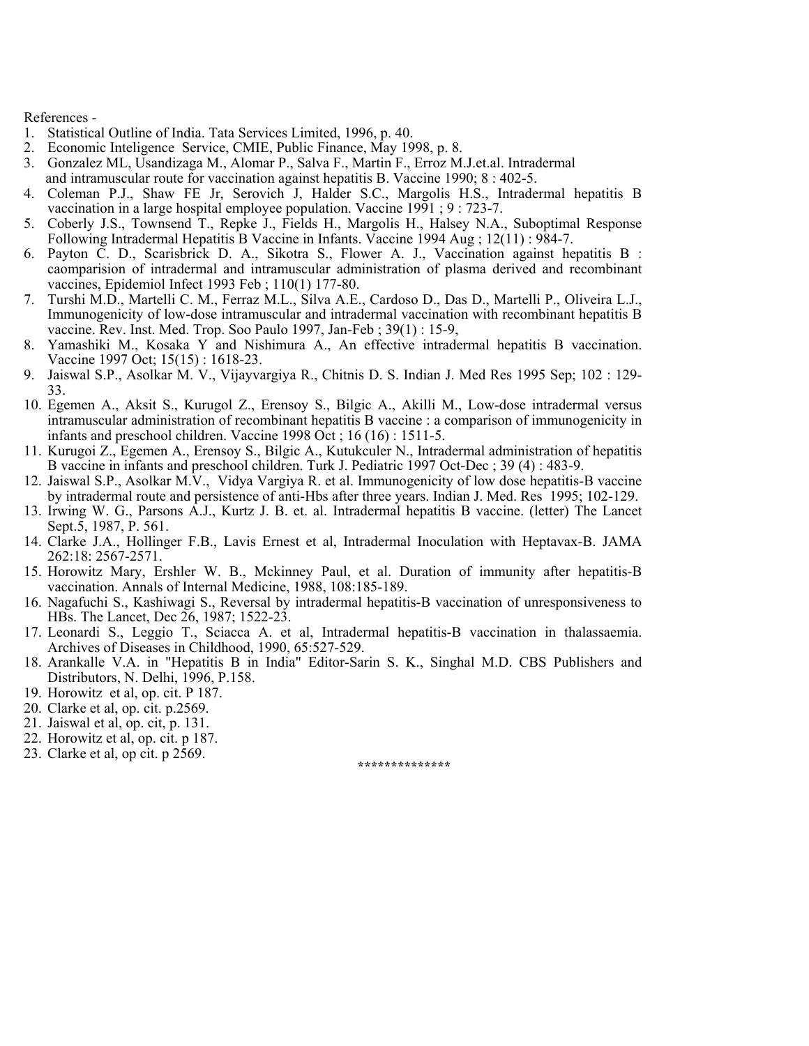References -

1. Statistical Outline of India. Tata Services Limited, 1996, p. 40.
2. Economic Inteligence Service, CMIE, Public Finance, May 1998, p. 8.
3. Gonzalez ML, Usandizaga M., Alomar P., Salva F., Martin F., Erroz M.J.et.al. Intradermal and intramuscular route for vaccination against hepatitis B. Vaccine 1990; 8 : 402-5.
4. Coleman P.J., Shaw FE Jr, Serovich J, Halder S.C., Margolis H.S., Intradermal hepatitis B vaccination in a large hospital employee population. Vaccine 1991 ; 9 : 723-7.
5. Coberly J.S., Townsend T., Repke J., Fields H., Margolis H., Halsey N.A., Suboptimal Response Following Intradermal Hepatitis B Vaccine in Infants. Vaccine 1994 Aug ; 12(11) : 984-7.
6. Payton C. D., Scarisbrick D. A., Sikotra S., Flower A. J., Vaccination against hepatitis B : caomparision of intradermal and intramuscular administration of plasma derived and recombinant vaccines, Epidemiol Infect 1993 Feb ; 110(1) 177-80.
7. Turshi M.D., Martelli C. M., Ferraz M.L., Silva A.E., Cardoso D., Das D., Martelli P., Oliveira L.J., Immunogenicity of low-dose intramuscular and intradermal vaccination with recombinant hepatitis B vaccine. Rev. Inst. Med. Trop. Soo Paulo 1997, Jan-Feb ; 39(1) : 15-9,
8. Yamashiki M., Kosaka Y and Nishimura A., An effective intradermal hepatitis B vaccination. Vaccine 1997 Oct; 15(15) : 1618-23.
9. Jaiswal S.P., Asolkar M. V., Vijayvargiya R., Chitnis D. S. Indian J. Med Res 1995 Sep; 102 : 129-33.
10. Egemen A., Aksit S., Kurugol Z., Erensoy S., Bilgic A., Akilli M., Low-dose intradermal versus intramuscular administration of recombinant hepatitis B vaccine : a comparison of immunogenicity in infants and preschool children. Vaccine 1998 Oct ; 16 (16) : 1511-5.
11. Kurugoi Z., Egemen A., Erensoy S., Bilgic A., Kutukculer N., Intradermal administration of hepatitis B vaccine in infants and preschool children. Turk J. Pediatric 1997 Oct-Dec ; 39 (4) : 483-9.
12. Jaiswal S.P., Asolkar M.V., Vidya Vargiya R. et al. Immunogenicity of low dose hepatitis-B vaccine by intradermal route and persistence of anti-Hbs after three years. Indian J. Med. Res 1995; 102-129.
13. Irwing W. G., Parsons A.J., Kurtz J. B. et. al. Intradermal hepatitis B vaccine. (letter) The Lancet Sept.5, 1987, P. 561.
14. Clarke J.A., Hollinger F.B., Lavis Ernest et al, Intradermal Inoculation with Heptavax-B. JAMA 262:18: 2567-2571.
15. Horowitz Mary, Ershler W. B., Mckinney Paul, et al. Duration of immunity after hepatitis-B vaccination. Annals of Internal Medicine, 1988, 108:185-189.
16. Nagafuchi S., Kashiwagi S., Reversal by intradermal hepatitis-B vaccination of unresponsiveness to HBs. The Lancet, Dec 26, 1987; 1522-23.
17. Leonardi S., Leggio T., Sciacca A. et al, Intradermal hepatitis-B vaccination in thalassaemia. Archives of Diseases in Childhood, 1990, 65:527-529.
18. Arankalle V.A. in "Hepatitis B in India" Editor-Sarin S. K., Singhal M.D. CBS Publishers and Distributors, N. Delhi, 1996, P.158.
19. Horowitz et al, op. cit. P 187.
20. Clarke et al, op. cit. p.2569.
21. Jaiswal et al, op. cit, p. 131.
22. Horowitz et al, op. cit. p 187.
23. Clarke et al, op cit. p 2569.

**************